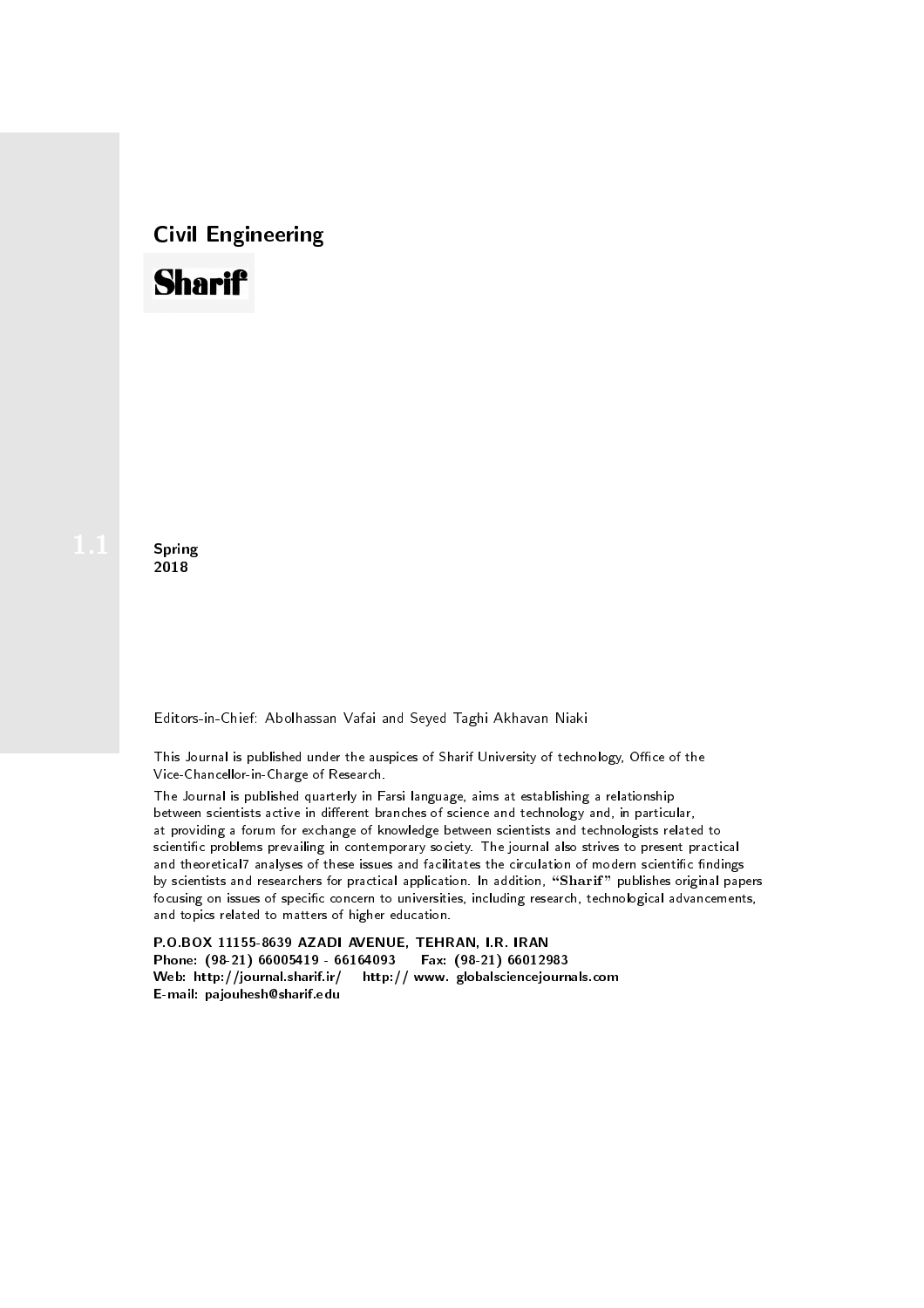## Civil Engineering

# Sharif

1.1

**Spring**
**2018**

Editors-in-Chief: Abolhassan Vafai and Seyed Taghi Akhavan Niaki

This Journal is published under the auspices of Sharif University of technology, Office of the Vice-Chancellor-in-Charge of Research.

The Journal is published quarterly in Farsi language, aims at establishing a relationship between scientists active in different branches of science and technology and, in particular, at providing a forum for exchange of knowledge between scientists and technologists related to scientific problems prevailing in contemporary society. The journal also strives to present practical and theoretical7 analyses of these issues and facilitates the circulation of modern scientific findings by scientists and researchers for practical application. In addition, "**Sharif**" publishes original papers focusing on issues of specific concern to universities, including research, technological advancements, and topics related to matters of higher education.

**P.O.BOX 11155-8639 AZADI AVENUE, TEHRAN, I.R. IRAN**
**Phone: (98-21) 66005419 - 66164093 Fax: (98-21) 66012983**
**Web: http://journal.sharif.ir/ http:// www. globalsciencejournals.com**
**E-mail: pajouhesh@sharif.edu**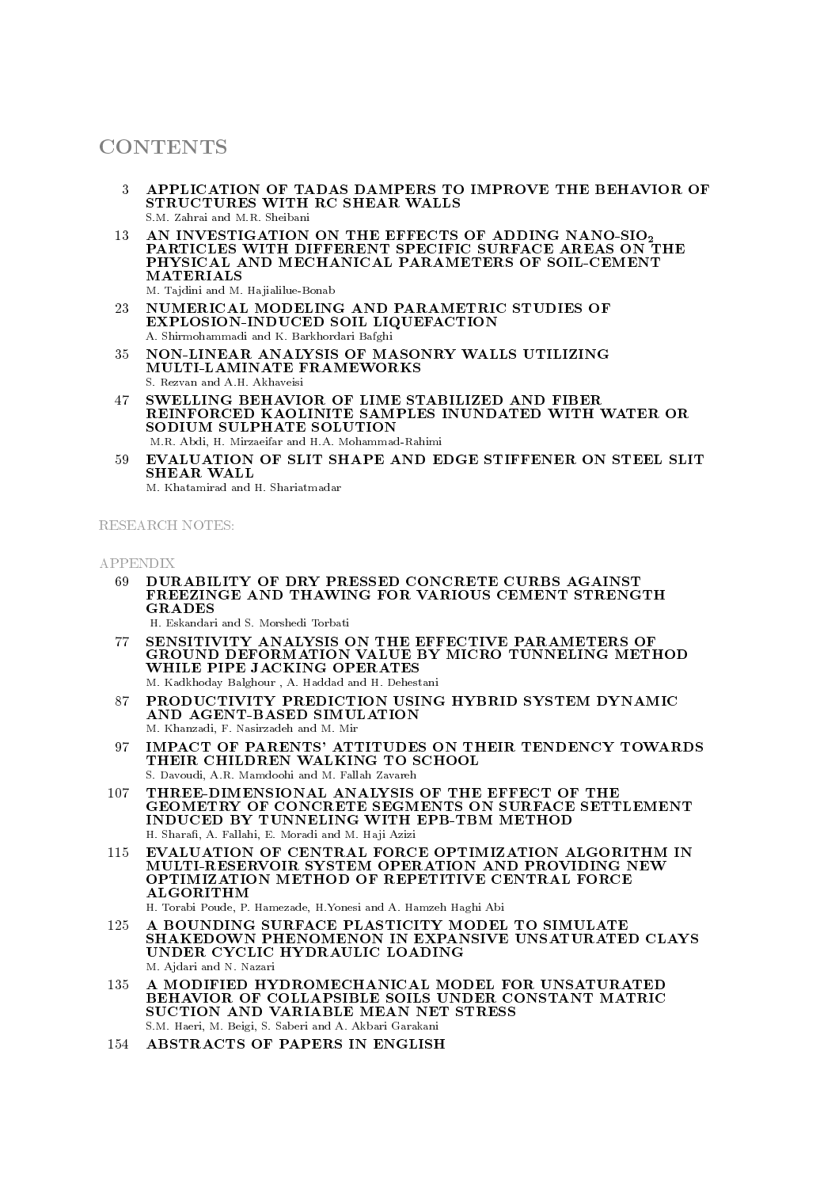# CONTENTS

3 **APPLICATION OF TADAS DAMPERS TO IMPROVE THE BEHAVIOR OF STRUCTURES WITH RC SHEAR WALLS**
S.M. Zahrai and M.R. Sheibani

13 **AN INVESTIGATION ON THE EFFECTS OF ADDING NANO-$SIO_2$ PARTICLES WITH DIFFERENT SPECIFIC SURFACE AREAS ON THE PHYSICAL AND MECHANICAL PARAMETERS OF SOIL-CEMENT MATERIALS**
M. Tajdini and M. Hajialilue-Bonab

23 **NUMERICAL MODELING AND PARAMETRIC STUDIES OF EXPLOSION-INDUCED SOIL LIQUEFACTION**
A. Shirmohammadi and K. Barkhordari Bafghi

35 **NON-LINEAR ANALYSIS OF MASONRY WALLS UTILIZING MULTI-LAMINATE FRAMEWORKS**
S. Rezvan and A.H. Akhaveisi

47 **SWELLING BEHAVIOR OF LIME STABILIZED AND FIBER REINFORCED KAOLINITE SAMPLES INUNDATED WITH WATER OR SODIUM SULPHATE SOLUTION**
M.R. Abdi, H. Mirzaeifar and H.A. Mohammad-Rahimi

59 **EVALUATION OF SLIT SHAPE AND EDGE STIFFENER ON STEEL SLIT SHEAR WALL**
M. Khatamirad and H. Shariatmadar

RESEARCH NOTES:

APPENDIX

69 **DURABILITY OF DRY PRESSED CONCRETE CURBS AGAINST FREEZINGE AND THAWING FOR VARIOUS CEMENT STRENGTH GRADES**
H. Eskandari and S. Morshedi Torbati

77 **SENSITIVITY ANALYSIS ON THE EFFECTIVE PARAMETERS OF GROUND DEFORMATION VALUE BY MICRO TUNNELING METHOD WHILE PIPE JACKING OPERATES**
M. Kadkhoday Balghour , A. Haddad and H. Dehestani

87 **PRODUCTIVITY PREDICTION USING HYBRID SYSTEM DYNAMIC AND AGENT-BASED SIMULATION**
M. Khanzadi, F. Nasirzadeh and M. Mir

97 **IMPACT OF PARENTS' ATTITUDES ON THEIR TENDENCY TOWARDS THEIR CHILDREN WALKING TO SCHOOL**
S. Davoudi, A.R. Mamdoohi and M. Fallah Zavareh

107 **THREE-DIMENSIONAL ANALYSIS OF THE EFFECT OF THE GEOMETRY OF CONCRETE SEGMENTS ON SURFACE SETTLEMENT INDUCED BY TUNNELING WITH EPB-TBM METHOD**
H. Sharafi, A. Fallahi, E. Moradi and M. Haji Azizi

115 **EVALUATION OF CENTRAL FORCE OPTIMIZATION ALGORITHM IN MULTI-RESERVOIR SYSTEM OPERATION AND PROVIDING NEW OPTIMIZATION METHOD OF REPETITIVE CENTRAL FORCE ALGORITHM**
H. Torabi Poude, P. Hamezade, H.Yonesi and A. Hamzeh Haghi Abi

125 **A BOUNDING SURFACE PLASTICITY MODEL TO SIMULATE SHAKEDOWN PHENOMENON IN EXPANSIVE UNSATURATED CLAYS UNDER CYCLIC HYDRAULIC LOADING**
M. Ajdari and N. Nazari

135 **A MODIFIED HYDROMECHANICAL MODEL FOR UNSATURATED BEHAVIOR OF COLLAPSIBLE SOILS UNDER CONSTANT MATRIC SUCTION AND VARIABLE MEAN NET STRESS**
S.M. Haeri, M. Beigi, S. Saberi and A. Akbari Garakani

154 **ABSTRACTS OF PAPERS IN ENGLISH**